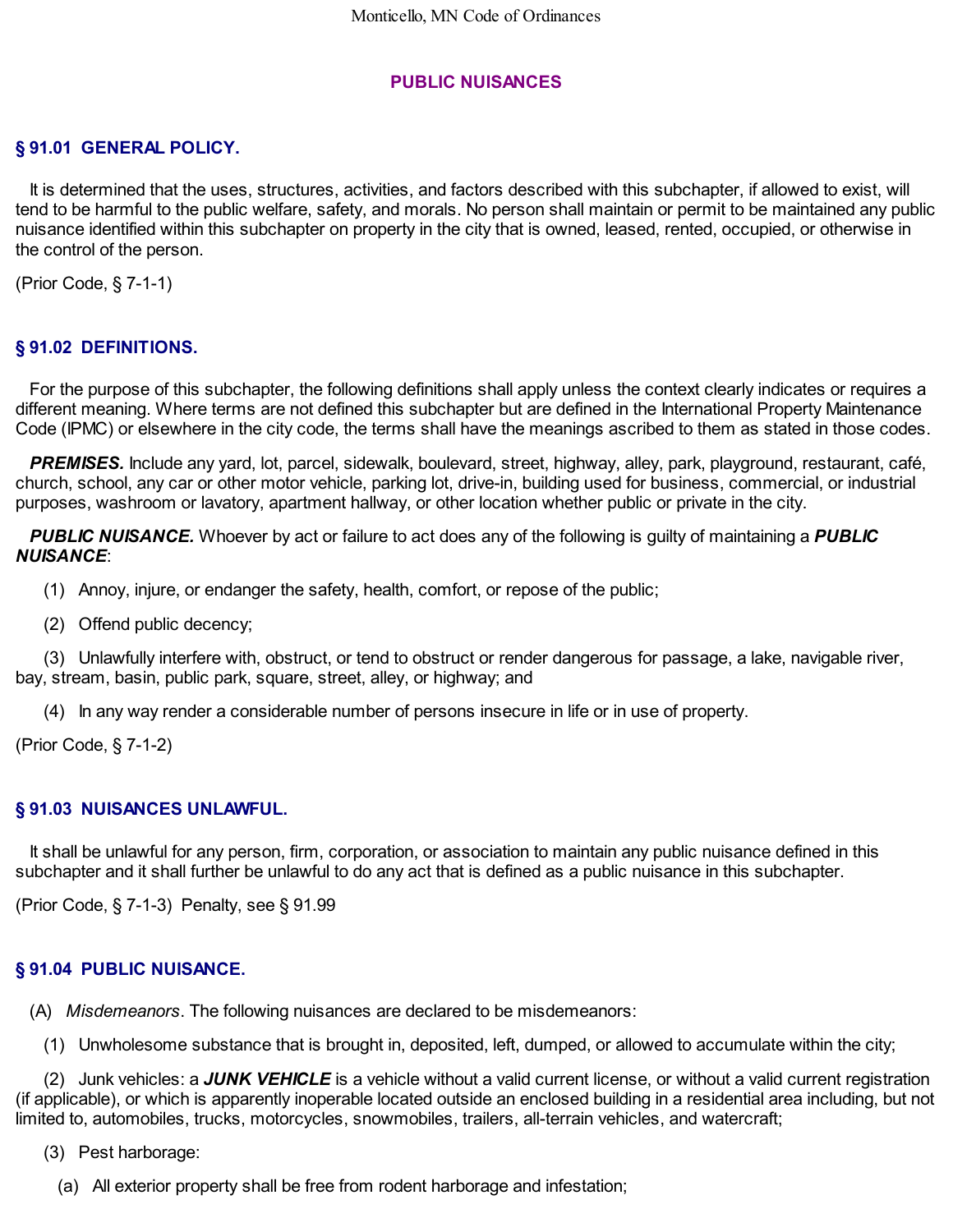## PUBLIC NUISANCES

### § 91.01 GENERAL POLICY.

It is determined that the uses, structures, activities, and factors described with this subchapter, if allowed to exist, will tend to be harmful to the public welfare, safety, and morals. No person shall maintain or permit to be maintained any public nuisance identified within this subchapter on property in the city that is owned, leased, rented, occupied, or otherwise in the control of the person.

(Prior Code, § 7-1-1)

### § 91.02 DEFINITIONS.

For the purpose of this subchapter, the following definitions shall apply unless the context clearly indicates or requires a different meaning. Where terms are not defined this subchapter but are defined in the International Property Maintenance Code (IPMC) or elsewhere in the city code, the terms shall have the meanings ascribed to them as stated in those codes.

***PREMISES.*** Include any yard, lot, parcel, sidewalk, boulevard, street, highway, alley, park, playground, restaurant, café, church, school, any car or other motor vehicle, parking lot, drive-in, building used for business, commercial, or industrial purposes, washroom or lavatory, apartment hallway, or other location whether public or private in the city.

***PUBLIC NUISANCE.*** Whoever by act or failure to act does any of the following is guilty of maintaining a ***PUBLIC NUISANCE***:

(1) Annoy, injure, or endanger the safety, health, comfort, or repose of the public;

(2) Offend public decency;

(3) Unlawfully interfere with, obstruct, or tend to obstruct or render dangerous for passage, a lake, navigable river, bay, stream, basin, public park, square, street, alley, or highway; and

(4) In any way render a considerable number of persons insecure in life or in use of property.

(Prior Code, § 7-1-2)

### § 91.03 NUISANCES UNLAWFUL.

It shall be unlawful for any person, firm, corporation, or association to maintain any public nuisance defined in this subchapter and it shall further be unlawful to do any act that is defined as a public nuisance in this subchapter.

(Prior Code, § 7-1-3) Penalty, see § 91.99

### § 91.04 PUBLIC NUISANCE.

(A) *Misdemeanors*. The following nuisances are declared to be misdemeanors:

(1) Unwholesome substance that is brought in, deposited, left, dumped, or allowed to accumulate within the city;

(2) Junk vehicles: a ***JUNK VEHICLE*** is a vehicle without a valid current license, or without a valid current registration (if applicable), or which is apparently inoperable located outside an enclosed building in a residential area including, but not limited to, automobiles, trucks, motorcycles, snowmobiles, trailers, all-terrain vehicles, and watercraft;

(3) Pest harborage:

(a) All exterior property shall be free from rodent harborage and infestation;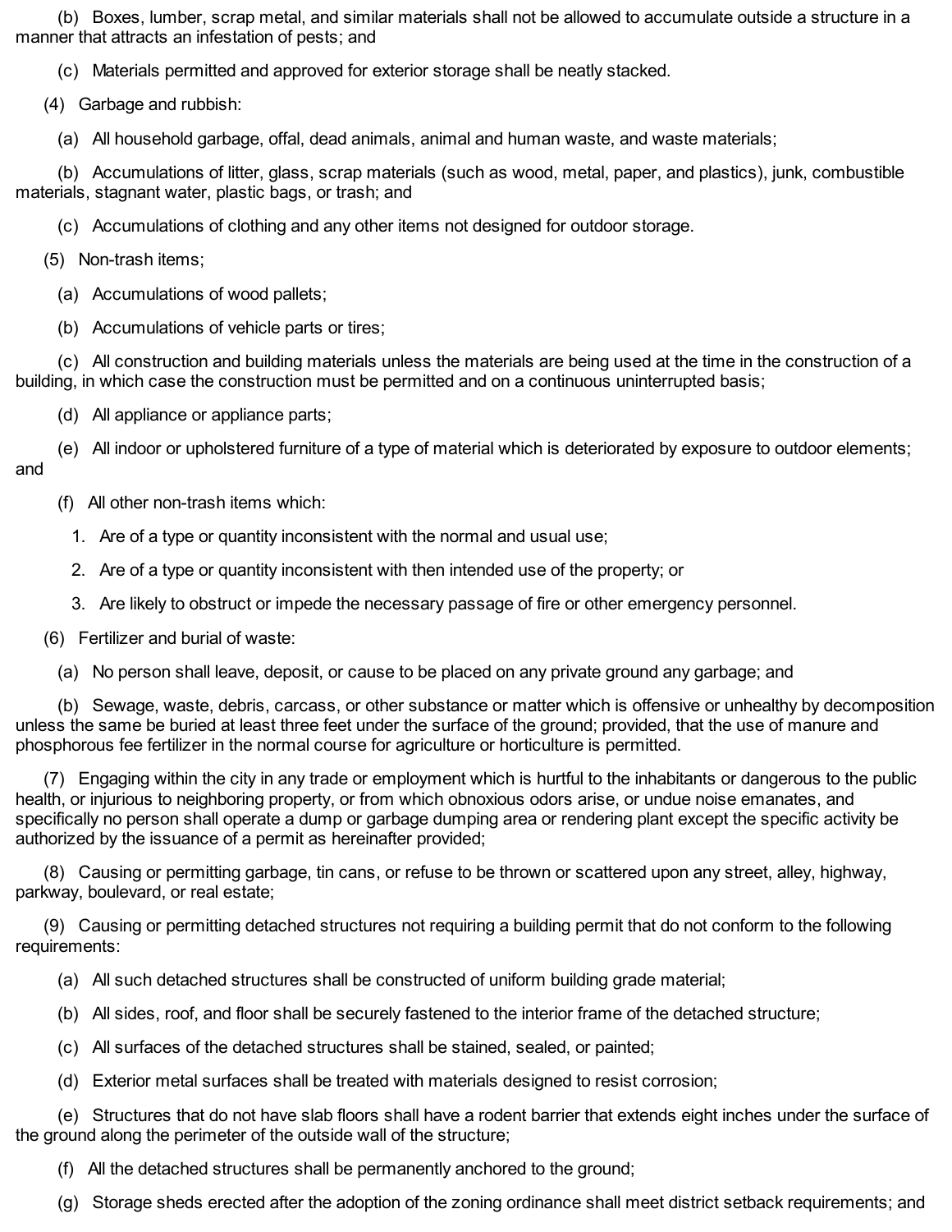(b) Boxes, lumber, scrap metal, and similar materials shall not be allowed to accumulate outside a structure in a manner that attracts an infestation of pests; and

(c) Materials permitted and approved for exterior storage shall be neatly stacked.

(4) Garbage and rubbish:

(a) All household garbage, offal, dead animals, animal and human waste, and waste materials;

(b) Accumulations of litter, glass, scrap materials (such as wood, metal, paper, and plastics), junk, combustible materials, stagnant water, plastic bags, or trash; and

(c) Accumulations of clothing and any other items not designed for outdoor storage.

(5) Non-trash items;

(a) Accumulations of wood pallets;

(b) Accumulations of vehicle parts or tires;

(c) All construction and building materials unless the materials are being used at the time in the construction of a building, in which case the construction must be permitted and on a continuous uninterrupted basis;

(d) All appliance or appliance parts;

(e) All indoor or upholstered furniture of a type of material which is deteriorated by exposure to outdoor elements; and

(f) All other non-trash items which:

1. Are of a type or quantity inconsistent with the normal and usual use;

2. Are of a type or quantity inconsistent with then intended use of the property; or

3. Are likely to obstruct or impede the necessary passage of fire or other emergency personnel.

(6) Fertilizer and burial of waste:

(a) No person shall leave, deposit, or cause to be placed on any private ground any garbage; and

(b) Sewage, waste, debris, carcass, or other substance or matter which is offensive or unhealthy by decomposition unless the same be buried at least three feet under the surface of the ground; provided, that the use of manure and phosphorous fee fertilizer in the normal course for agriculture or horticulture is permitted.

(7) Engaging within the city in any trade or employment which is hurtful to the inhabitants or dangerous to the public health, or injurious to neighboring property, or from which obnoxious odors arise, or undue noise emanates, and specifically no person shall operate a dump or garbage dumping area or rendering plant except the specific activity be authorized by the issuance of a permit as hereinafter provided;

(8) Causing or permitting garbage, tin cans, or refuse to be thrown or scattered upon any street, alley, highway, parkway, boulevard, or real estate;

(9) Causing or permitting detached structures not requiring a building permit that do not conform to the following requirements:

(a) All such detached structures shall be constructed of uniform building grade material;

(b) All sides, roof, and floor shall be securely fastened to the interior frame of the detached structure;

(c) All surfaces of the detached structures shall be stained, sealed, or painted;

(d) Exterior metal surfaces shall be treated with materials designed to resist corrosion;

(e) Structures that do not have slab floors shall have a rodent barrier that extends eight inches under the surface of the ground along the perimeter of the outside wall of the structure;

(f) All the detached structures shall be permanently anchored to the ground;

(g) Storage sheds erected after the adoption of the zoning ordinance shall meet district setback requirements; and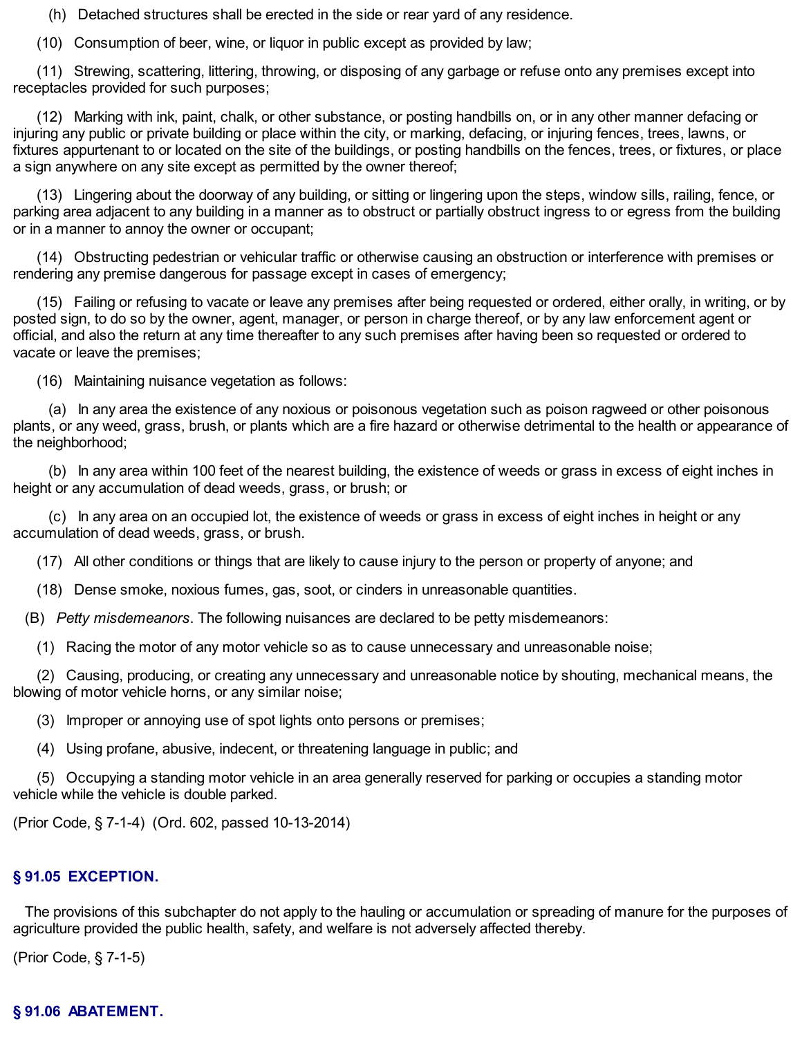(h) Detached structures shall be erected in the side or rear yard of any residence.

(10) Consumption of beer, wine, or liquor in public except as provided by law;

(11) Strewing, scattering, littering, throwing, or disposing of any garbage or refuse onto any premises except into receptacles provided for such purposes;

(12) Marking with ink, paint, chalk, or other substance, or posting handbills on, or in any other manner defacing or injuring any public or private building or place within the city, or marking, defacing, or injuring fences, trees, lawns, or fixtures appurtenant to or located on the site of the buildings, or posting handbills on the fences, trees, or fixtures, or place a sign anywhere on any site except as permitted by the owner thereof;

(13) Lingering about the doorway of any building, or sitting or lingering upon the steps, window sills, railing, fence, or parking area adjacent to any building in a manner as to obstruct or partially obstruct ingress to or egress from the building or in a manner to annoy the owner or occupant;

(14) Obstructing pedestrian or vehicular traffic or otherwise causing an obstruction or interference with premises or rendering any premise dangerous for passage except in cases of emergency;

(15) Failing or refusing to vacate or leave any premises after being requested or ordered, either orally, in writing, or by posted sign, to do so by the owner, agent, manager, or person in charge thereof, or by any law enforcement agent or official, and also the return at any time thereafter to any such premises after having been so requested or ordered to vacate or leave the premises;

(16) Maintaining nuisance vegetation as follows:

(a) In any area the existence of any noxious or poisonous vegetation such as poison ragweed or other poisonous plants, or any weed, grass, brush, or plants which are a fire hazard or otherwise detrimental to the health or appearance of the neighborhood;

(b) In any area within 100 feet of the nearest building, the existence of weeds or grass in excess of eight inches in height or any accumulation of dead weeds, grass, or brush; or

(c) In any area on an occupied lot, the existence of weeds or grass in excess of eight inches in height or any accumulation of dead weeds, grass, or brush.

(17) All other conditions or things that are likely to cause injury to the person or property of anyone; and

(18) Dense smoke, noxious fumes, gas, soot, or cinders in unreasonable quantities.

(B) *Petty misdemeanors*. The following nuisances are declared to be petty misdemeanors:

(1) Racing the motor of any motor vehicle so as to cause unnecessary and unreasonable noise;

(2) Causing, producing, or creating any unnecessary and unreasonable notice by shouting, mechanical means, the blowing of motor vehicle horns, or any similar noise;

(3) Improper or annoying use of spot lights onto persons or premises;

(4) Using profane, abusive, indecent, or threatening language in public; and

(5) Occupying a standing motor vehicle in an area generally reserved for parking or occupies a standing motor vehicle while the vehicle is double parked.

(Prior Code, § 7-1-4) (Ord. 602, passed 10-13-2014)

## § 91.05 EXCEPTION.

The provisions of this subchapter do not apply to the hauling or accumulation or spreading of manure for the purposes of agriculture provided the public health, safety, and welfare is not adversely affected thereby.

(Prior Code, § 7-1-5)

## § 91.06 ABATEMENT.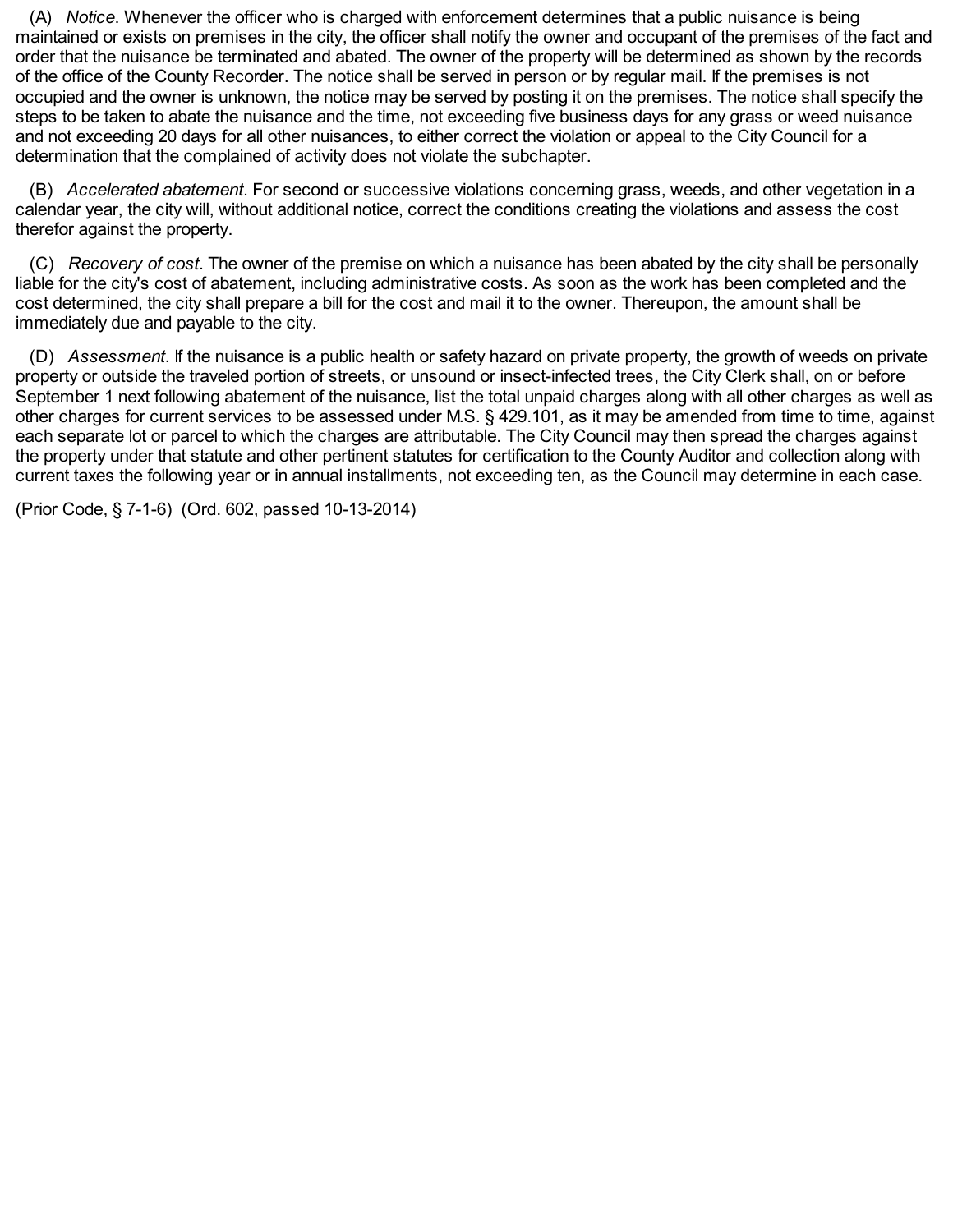(A) *Notice*. Whenever the officer who is charged with enforcement determines that a public nuisance is being maintained or exists on premises in the city, the officer shall notify the owner and occupant of the premises of the fact and order that the nuisance be terminated and abated. The owner of the property will be determined as shown by the records of the office of the County Recorder. The notice shall be served in person or by regular mail. If the premises is not occupied and the owner is unknown, the notice may be served by posting it on the premises. The notice shall specify the steps to be taken to abate the nuisance and the time, not exceeding five business days for any grass or weed nuisance and not exceeding 20 days for all other nuisances, to either correct the violation or appeal to the City Council for a determination that the complained of activity does not violate the subchapter.

(B) *Accelerated abatement*. For second or successive violations concerning grass, weeds, and other vegetation in a calendar year, the city will, without additional notice, correct the conditions creating the violations and assess the cost therefor against the property.

(C) *Recovery of cost*. The owner of the premise on which a nuisance has been abated by the city shall be personally liable for the city's cost of abatement, including administrative costs. As soon as the work has been completed and the cost determined, the city shall prepare a bill for the cost and mail it to the owner. Thereupon, the amount shall be immediately due and payable to the city.

(D) *Assessment*. If the nuisance is a public health or safety hazard on private property, the growth of weeds on private property or outside the traveled portion of streets, or unsound or insect-infected trees, the City Clerk shall, on or before September 1 next following abatement of the nuisance, list the total unpaid charges along with all other charges as well as other charges for current services to be assessed under M.S. § 429.101, as it may be amended from time to time, against each separate lot or parcel to which the charges are attributable. The City Council may then spread the charges against the property under that statute and other pertinent statutes for certification to the County Auditor and collection along with current taxes the following year or in annual installments, not exceeding ten, as the Council may determine in each case.

(Prior Code, § 7-1-6) (Ord. 602, passed 10-13-2014)